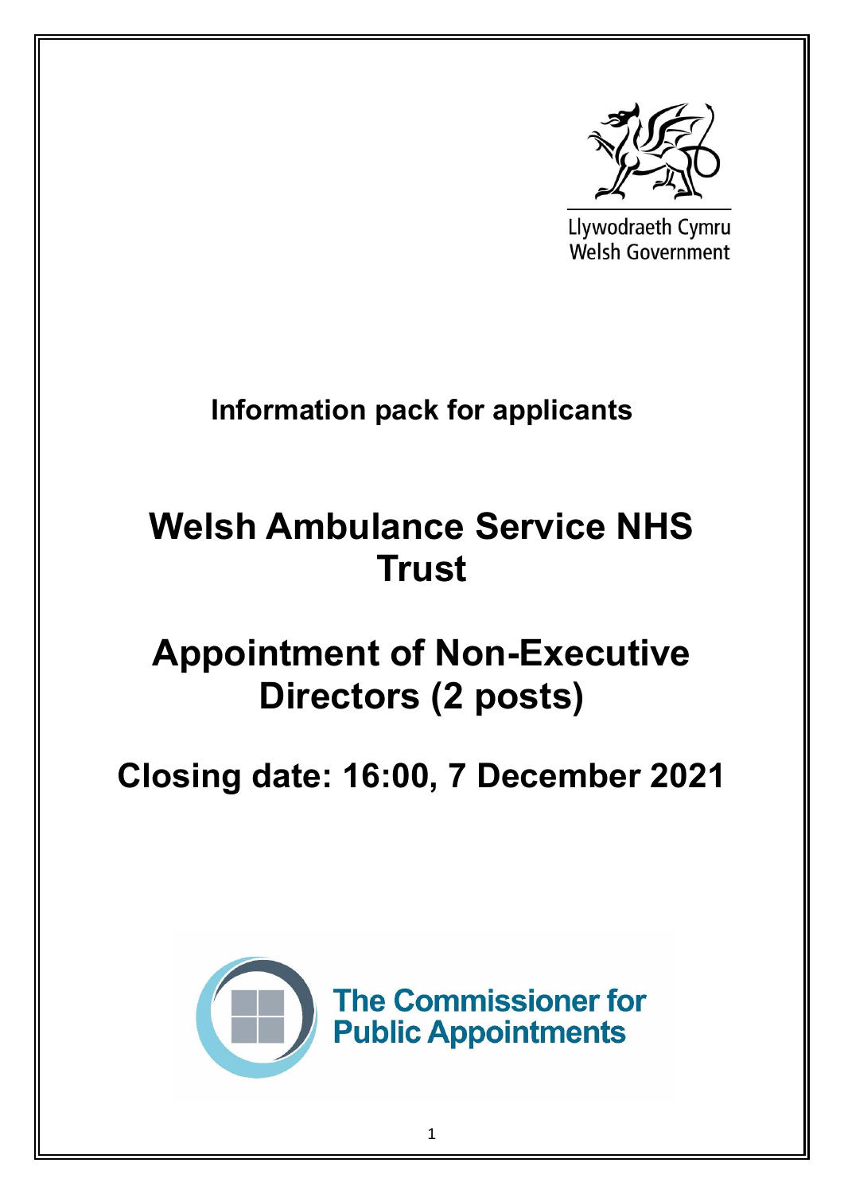Llywodraeth Cymru
Welsh Government

**Information pack for applicants**

# Welsh Ambulance Service NHS Trust

# Appointment of Non-Executive Directors (2 posts)

## Closing date: 16:00, 7 December 2021

The Commissioner for Public Appointments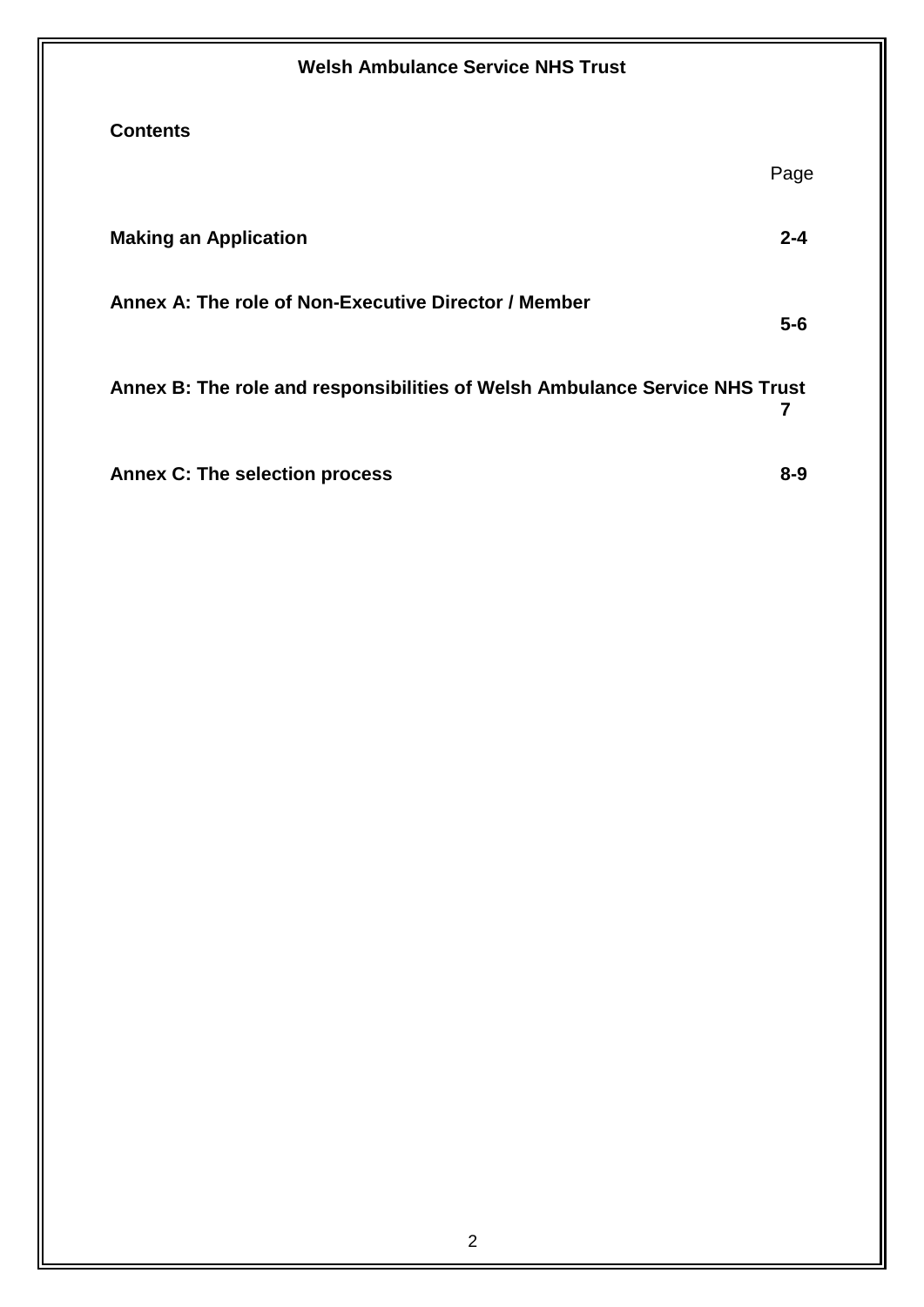**Welsh Ambulance Service NHS Trust**

## Contents

| | Page |
|---|---|
| **Making an Application** | **2-4** |
| **Annex A: The role of Non-Executive Director / Member** | **5-6** |
| **Annex B: The role and responsibilities of Welsh Ambulance Service NHS Trust** | **7** |
| **Annex C: The selection process** | **8-9** |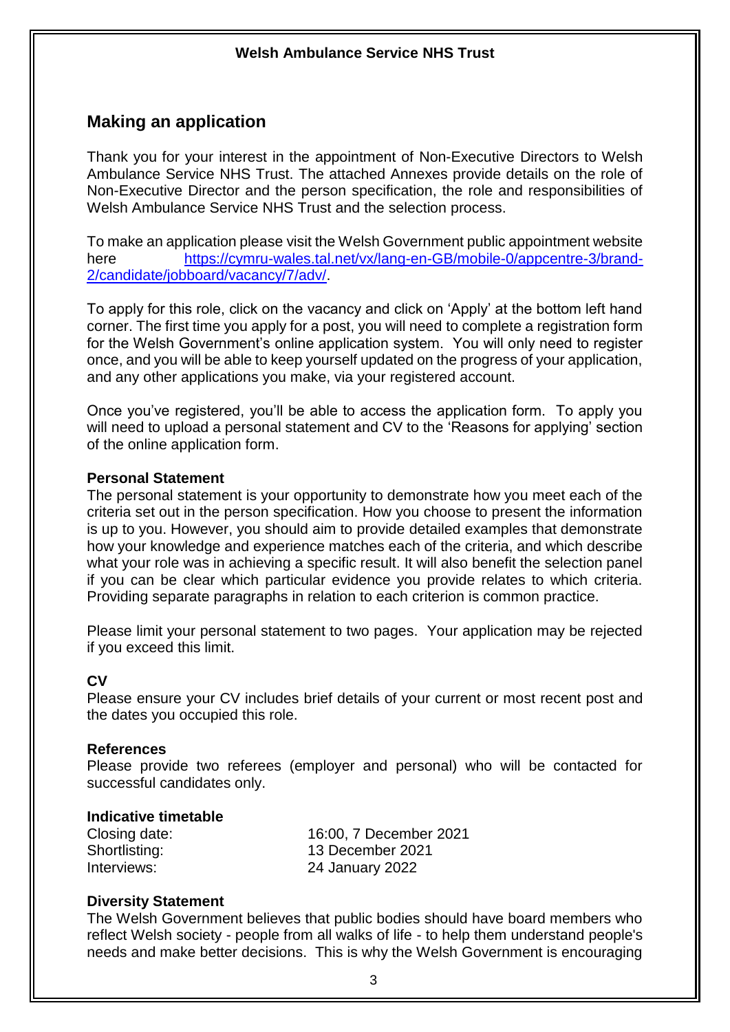## Making an application

Thank you for your interest in the appointment of Non-Executive Directors to Welsh Ambulance Service NHS Trust. The attached Annexes provide details on the role of Non-Executive Director and the person specification, the role and responsibilities of Welsh Ambulance Service NHS Trust and the selection process.

To make an application please visit the Welsh Government public appointment website here https://cymru-wales.tal.net/vx/lang-en-GB/mobile-0/appcentre-3/brand-2/candidate/jobboard/vacancy/7/adv/.

To apply for this role, click on the vacancy and click on 'Apply' at the bottom left hand corner. The first time you apply for a post, you will need to complete a registration form for the Welsh Government's online application system. You will only need to register once, and you will be able to keep yourself updated on the progress of your application, and any other applications you make, via your registered account.

Once you've registered, you'll be able to access the application form. To apply you will need to upload a personal statement and CV to the 'Reasons for applying' section of the online application form.

**Personal Statement**

The personal statement is your opportunity to demonstrate how you meet each of the criteria set out in the person specification. How you choose to present the information is up to you. However, you should aim to provide detailed examples that demonstrate how your knowledge and experience matches each of the criteria, and which describe what your role was in achieving a specific result. It will also benefit the selection panel if you can be clear which particular evidence you provide relates to which criteria. Providing separate paragraphs in relation to each criterion is common practice.

Please limit your personal statement to two pages. Your application may be rejected if you exceed this limit.

**CV**

Please ensure your CV includes brief details of your current or most recent post and the dates you occupied this role.

**References**

Please provide two referees (employer and personal) who will be contacted for successful candidates only.

**Indicative timetable**

| | |
|---|---|
| Closing date: | 16:00, 7 December 2021 |
| Shortlisting: | 13 December 2021 |
| Interviews: | 24 January 2022 |

**Diversity Statement**

The Welsh Government believes that public bodies should have board members who reflect Welsh society - people from all walks of life - to help them understand people's needs and make better decisions. This is why the Welsh Government is encouraging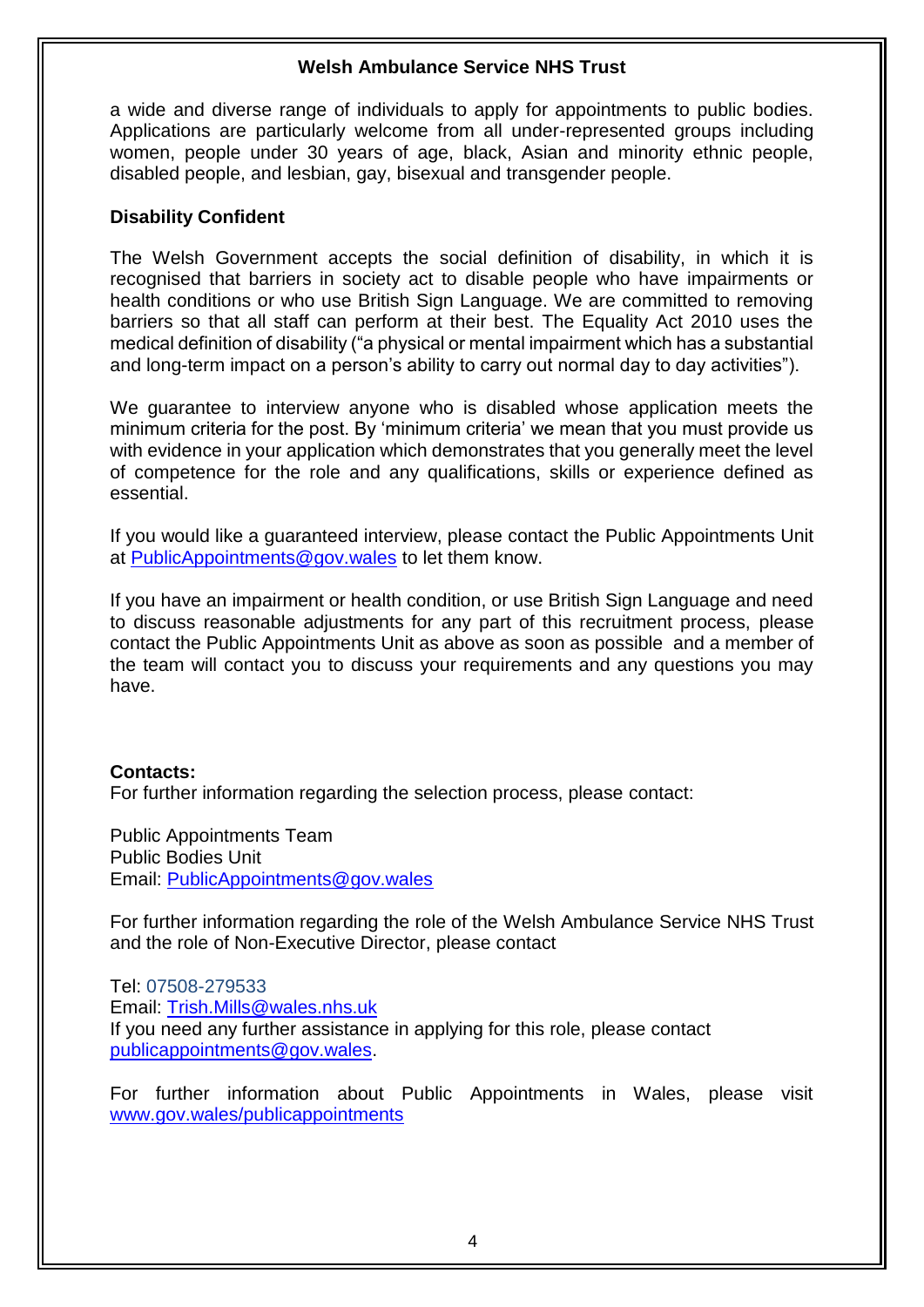a wide and diverse range of individuals to apply for appointments to public bodies. Applications are particularly welcome from all under-represented groups including women, people under 30 years of age, black, Asian and minority ethnic people, disabled people, and lesbian, gay, bisexual and transgender people.

**Disability Confident**

The Welsh Government accepts the social definition of disability, in which it is recognised that barriers in society act to disable people who have impairments or health conditions or who use British Sign Language. We are committed to removing barriers so that all staff can perform at their best. The Equality Act 2010 uses the medical definition of disability ("a physical or mental impairment which has a substantial and long-term impact on a person's ability to carry out normal day to day activities").

We guarantee to interview anyone who is disabled whose application meets the minimum criteria for the post. By 'minimum criteria' we mean that you must provide us with evidence in your application which demonstrates that you generally meet the level of competence for the role and any qualifications, skills or experience defined as essential.

If you would like a guaranteed interview, please contact the Public Appointments Unit at PublicAppointments@gov.wales to let them know.

If you have an impairment or health condition, or use British Sign Language and need to discuss reasonable adjustments for any part of this recruitment process, please contact the Public Appointments Unit as above as soon as possible and a member of the team will contact you to discuss your requirements and any questions you may have.

**Contacts:**
For further information regarding the selection process, please contact:

Public Appointments Team
Public Bodies Unit
Email: PublicAppointments@gov.wales

For further information regarding the role of the Welsh Ambulance Service NHS Trust and the role of Non-Executive Director, please contact

Tel: 07508-279533
Email: Trish.Mills@wales.nhs.uk
If you need any further assistance in applying for this role, please contact publicappointments@gov.wales.

For further information about Public Appointments in Wales, please visit www.gov.wales/publicappointments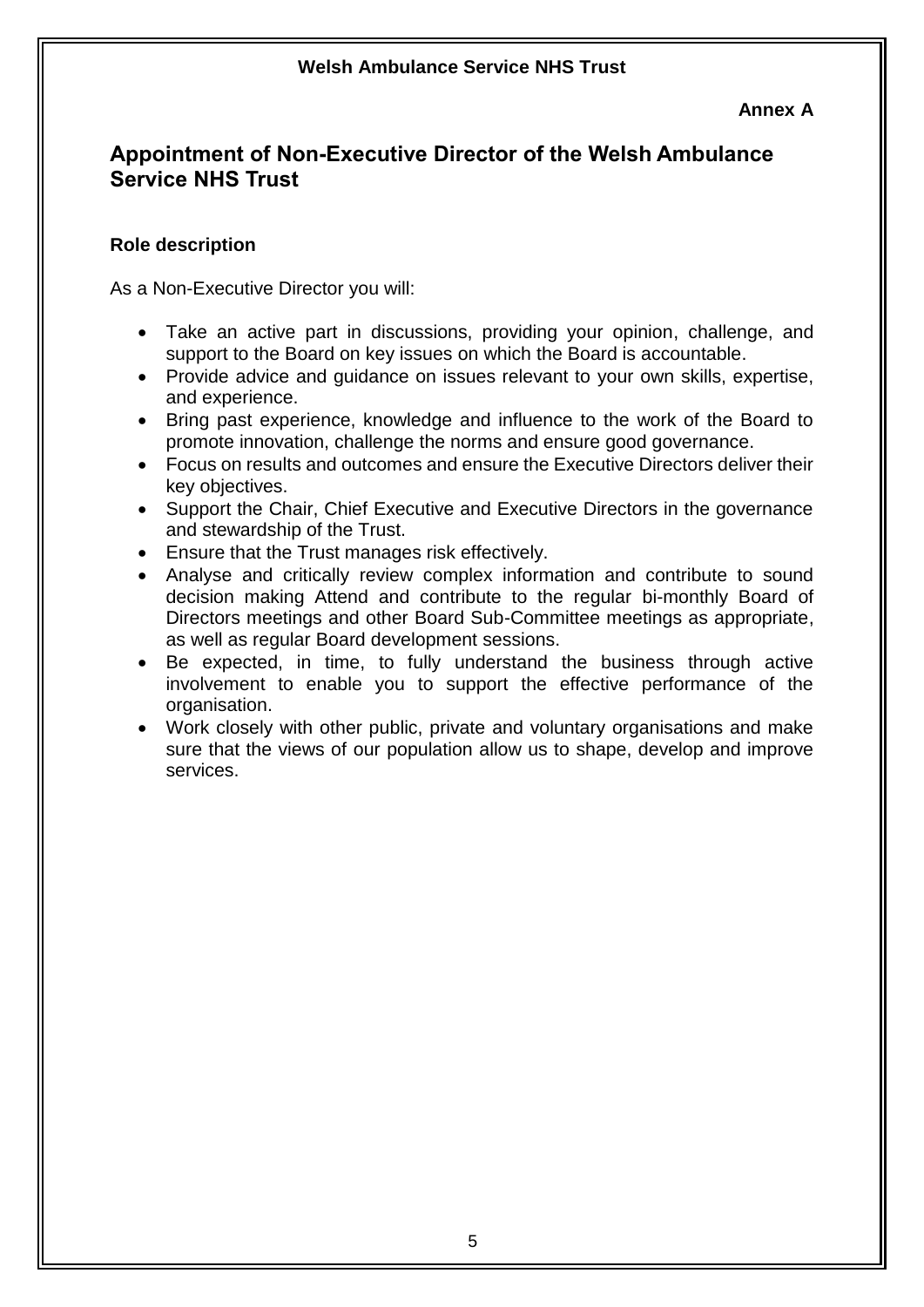**Welsh Ambulance Service NHS Trust**

**Annex A**

## Appointment of Non-Executive Director of the Welsh Ambulance Service NHS Trust

### Role description

As a Non-Executive Director you will:

- Take an active part in discussions, providing your opinion, challenge, and support to the Board on key issues on which the Board is accountable.
- Provide advice and guidance on issues relevant to your own skills, expertise, and experience.
- Bring past experience, knowledge and influence to the work of the Board to promote innovation, challenge the norms and ensure good governance.
- Focus on results and outcomes and ensure the Executive Directors deliver their key objectives.
- Support the Chair, Chief Executive and Executive Directors in the governance and stewardship of the Trust.
- Ensure that the Trust manages risk effectively.
- Analyse and critically review complex information and contribute to sound decision making Attend and contribute to the regular bi-monthly Board of Directors meetings and other Board Sub-Committee meetings as appropriate, as well as regular Board development sessions.
- Be expected, in time, to fully understand the business through active involvement to enable you to support the effective performance of the organisation.
- Work closely with other public, private and voluntary organisations and make sure that the views of our population allow us to shape, develop and improve services.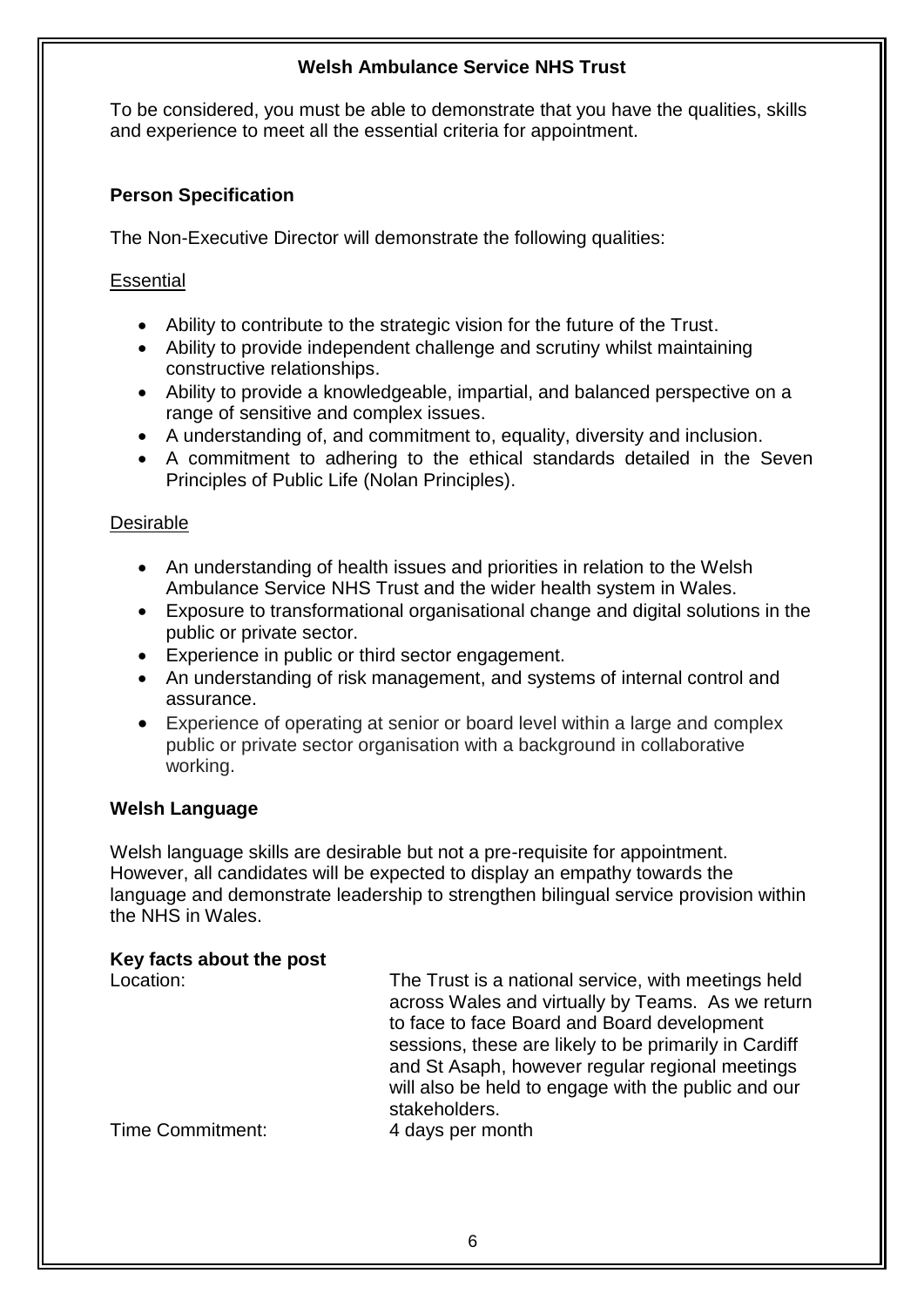**Welsh Ambulance Service NHS Trust**

To be considered, you must be able to demonstrate that you have the qualities, skills and experience to meet all the essential criteria for appointment.

**Person Specification**

The Non-Executive Director will demonstrate the following qualities:

Essential

- Ability to contribute to the strategic vision for the future of the Trust.
- Ability to provide independent challenge and scrutiny whilst maintaining constructive relationships.
- Ability to provide a knowledgeable, impartial, and balanced perspective on a range of sensitive and complex issues.
- A understanding of, and commitment to, equality, diversity and inclusion.
- A commitment to adhering to the ethical standards detailed in the Seven Principles of Public Life (Nolan Principles).

Desirable

- An understanding of health issues and priorities in relation to the Welsh Ambulance Service NHS Trust and the wider health system in Wales.
- Exposure to transformational organisational change and digital solutions in the public or private sector.
- Experience in public or third sector engagement.
- An understanding of risk management, and systems of internal control and assurance.
- Experience of operating at senior or board level within a large and complex public or private sector organisation with a background in collaborative working.

**Welsh Language**

Welsh language skills are desirable but not a pre-requisite for appointment. However, all candidates will be expected to display an empathy towards the language and demonstrate leadership to strengthen bilingual service provision within the NHS in Wales.

**Key facts about the post**

| | |
|---|---|
| Location: | The Trust is a national service, with meetings held across Wales and virtually by Teams. As we return to face to face Board and Board development sessions, these are likely to be primarily in Cardiff and St Asaph, however regular regional meetings will also be held to engage with the public and our stakeholders. |
| Time Commitment: | 4 days per month |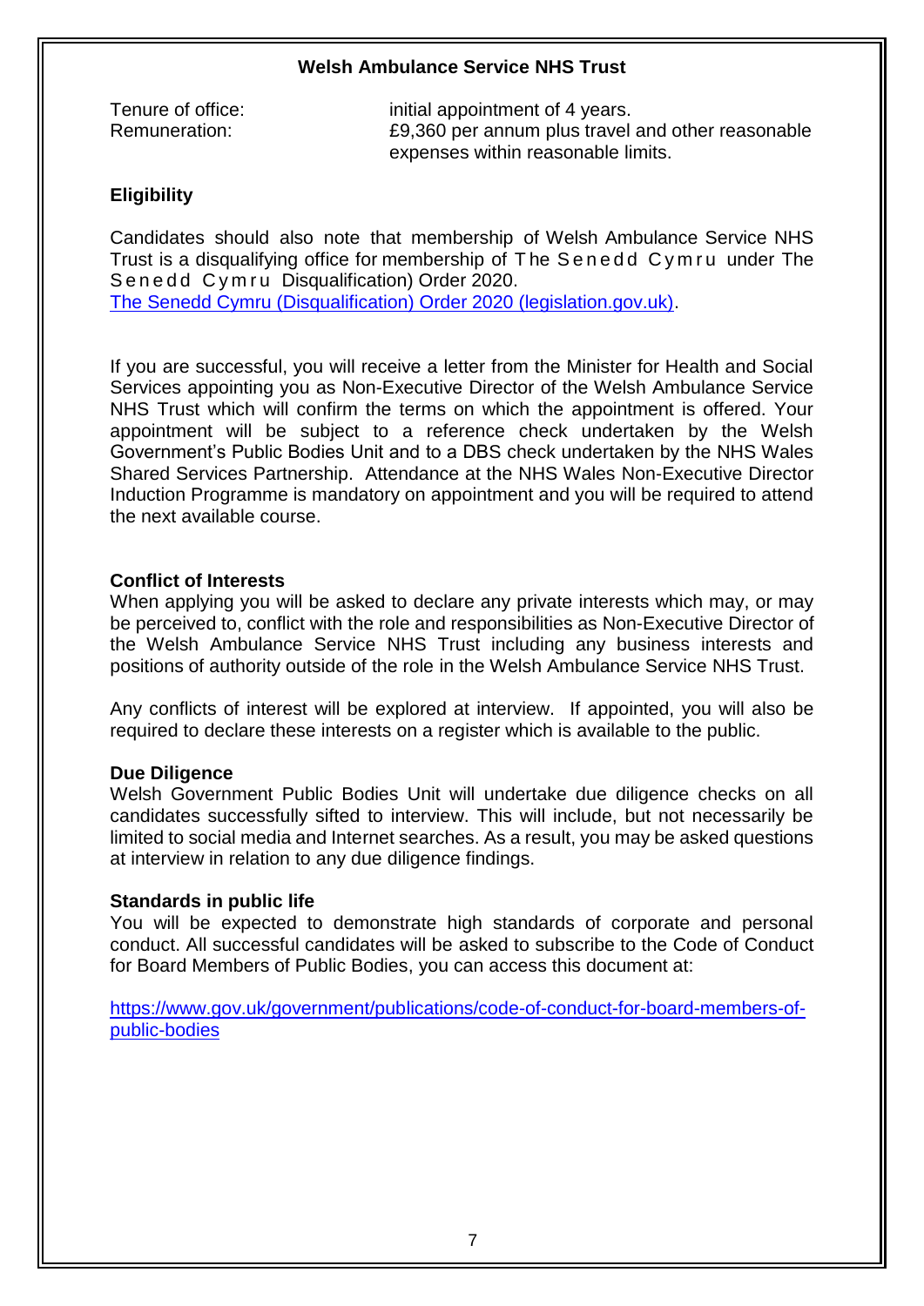**Welsh Ambulance Service NHS Trust**

Tenure of office: initial appointment of 4 years.
Remuneration: £9,360 per annum plus travel and other reasonable expenses within reasonable limits.

**Eligibility**

Candidates should also note that membership of Welsh Ambulance Service NHS Trust is a disqualifying office for membership of The Senedd Cymru under The Senedd Cymru Disqualification) Order 2020.
[The Senedd Cymru (Disqualification) Order 2020 (legislation.gov.uk)](The Senedd Cymru (Disqualification) Order 2020 (legislation.gov.uk)).

If you are successful, you will receive a letter from the Minister for Health and Social Services appointing you as Non-Executive Director of the Welsh Ambulance Service NHS Trust which will confirm the terms on which the appointment is offered. Your appointment will be subject to a reference check undertaken by the Welsh Government's Public Bodies Unit and to a DBS check undertaken by the NHS Wales Shared Services Partnership. Attendance at the NHS Wales Non-Executive Director Induction Programme is mandatory on appointment and you will be required to attend the next available course.

**Conflict of Interests**
When applying you will be asked to declare any private interests which may, or may be perceived to, conflict with the role and responsibilities as Non-Executive Director of the Welsh Ambulance Service NHS Trust including any business interests and positions of authority outside of the role in the Welsh Ambulance Service NHS Trust.

Any conflicts of interest will be explored at interview. If appointed, you will also be required to declare these interests on a register which is available to the public.

**Due Diligence**
Welsh Government Public Bodies Unit will undertake due diligence checks on all candidates successfully sifted to interview. This will include, but not necessarily be limited to social media and Internet searches. As a result, you may be asked questions at interview in relation to any due diligence findings.

**Standards in public life**
You will be expected to demonstrate high standards of corporate and personal conduct. All successful candidates will be asked to subscribe to the Code of Conduct for Board Members of Public Bodies, you can access this document at:

https://www.gov.uk/government/publications/code-of-conduct-for-board-members-of-public-bodies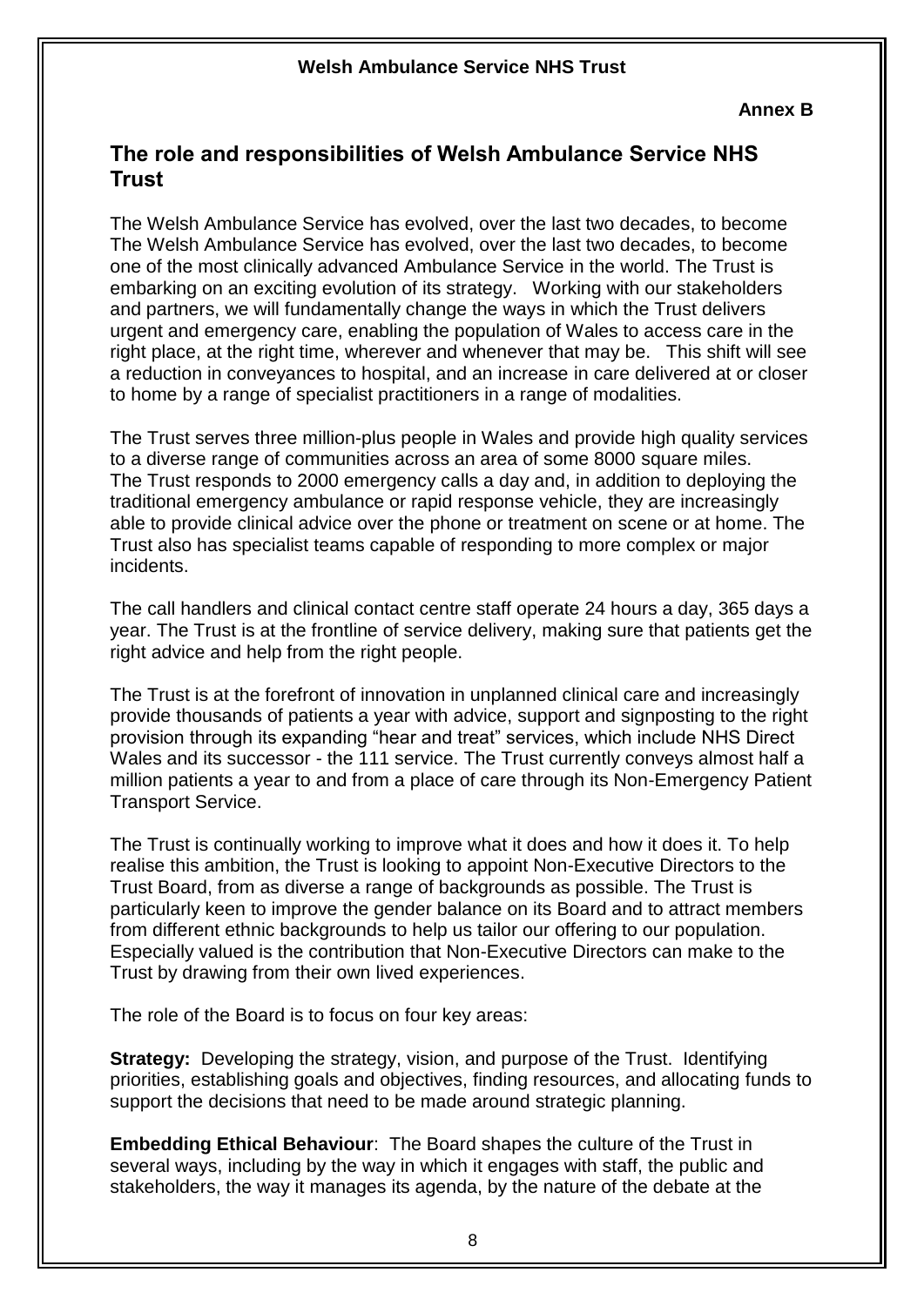**Annex B**

## The role and responsibilities of Welsh Ambulance Service NHS Trust

The Welsh Ambulance Service has evolved, over the last two decades, to become The Welsh Ambulance Service has evolved, over the last two decades, to become one of the most clinically advanced Ambulance Service in the world. The Trust is embarking on an exciting evolution of its strategy. Working with our stakeholders and partners, we will fundamentally change the ways in which the Trust delivers urgent and emergency care, enabling the population of Wales to access care in the right place, at the right time, wherever and whenever that may be. This shift will see a reduction in conveyances to hospital, and an increase in care delivered at or closer to home by a range of specialist practitioners in a range of modalities.

The Trust serves three million-plus people in Wales and provide high quality services to a diverse range of communities across an area of some 8000 square miles. The Trust responds to 2000 emergency calls a day and, in addition to deploying the traditional emergency ambulance or rapid response vehicle, they are increasingly able to provide clinical advice over the phone or treatment on scene or at home. The Trust also has specialist teams capable of responding to more complex or major incidents.

The call handlers and clinical contact centre staff operate 24 hours a day, 365 days a year. The Trust is at the frontline of service delivery, making sure that patients get the right advice and help from the right people.

The Trust is at the forefront of innovation in unplanned clinical care and increasingly provide thousands of patients a year with advice, support and signposting to the right provision through its expanding "hear and treat" services, which include NHS Direct Wales and its successor - the 111 service. The Trust currently conveys almost half a million patients a year to and from a place of care through its Non-Emergency Patient Transport Service.

The Trust is continually working to improve what it does and how it does it. To help realise this ambition, the Trust is looking to appoint Non-Executive Directors to the Trust Board, from as diverse a range of backgrounds as possible. The Trust is particularly keen to improve the gender balance on its Board and to attract members from different ethnic backgrounds to help us tailor our offering to our population. Especially valued is the contribution that Non-Executive Directors can make to the Trust by drawing from their own lived experiences.

The role of the Board is to focus on four key areas:

**Strategy:** Developing the strategy, vision, and purpose of the Trust. Identifying priorities, establishing goals and objectives, finding resources, and allocating funds to support the decisions that need to be made around strategic planning.

**Embedding Ethical Behaviour**: The Board shapes the culture of the Trust in several ways, including by the way in which it engages with staff, the public and stakeholders, the way it manages its agenda, by the nature of the debate at the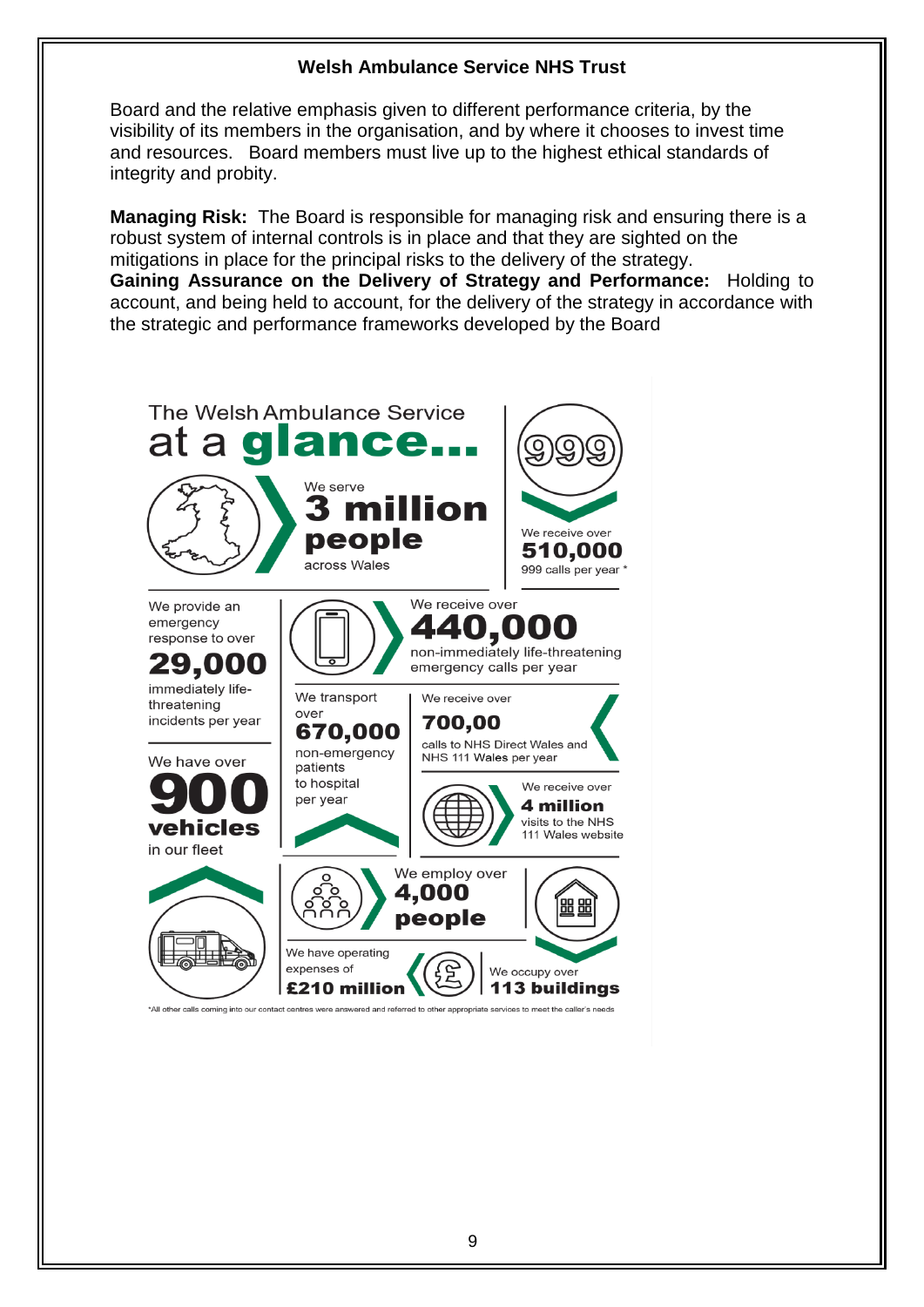Board and the relative emphasis given to different performance criteria, by the visibility of its members in the organisation, and by where it chooses to invest time and resources. Board members must live up to the highest ethical standards of integrity and probity.

**Managing Risk:** The Board is responsible for managing risk and ensuring there is a robust system of internal controls is in place and that they are sighted on the mitigations in place for the principal risks to the delivery of the strategy.
**Gaining Assurance on the Delivery of Strategy and Performance:** Holding to account, and being held to account, for the delivery of the strategy in accordance with the strategic and performance frameworks developed by the Board

## The Welsh Ambulance Service at a glance...

- We serve **3 million people** across Wales
- We receive over **510,000** 999 calls per year *
- We provide an emergency response to over **29,000** immediately life-threatening incidents per year
- We receive over **440,000** non-immediately life-threatening emergency calls per year
- We transport over **670,000** non-emergency patients to hospital per year
- We receive over **700,00** calls to NHS Direct Wales and NHS 111 Wales per year
- We have over **900 vehicles** in our fleet
- We receive over **4 million** visits to the NHS 111 Wales website
- We employ over **4,000 people**
- We have operating expenses of **£210 million**
- We occupy over **113 buildings**

*All other calls coming into our contact centres were answered and referred to other appropriate services to meet the caller's needs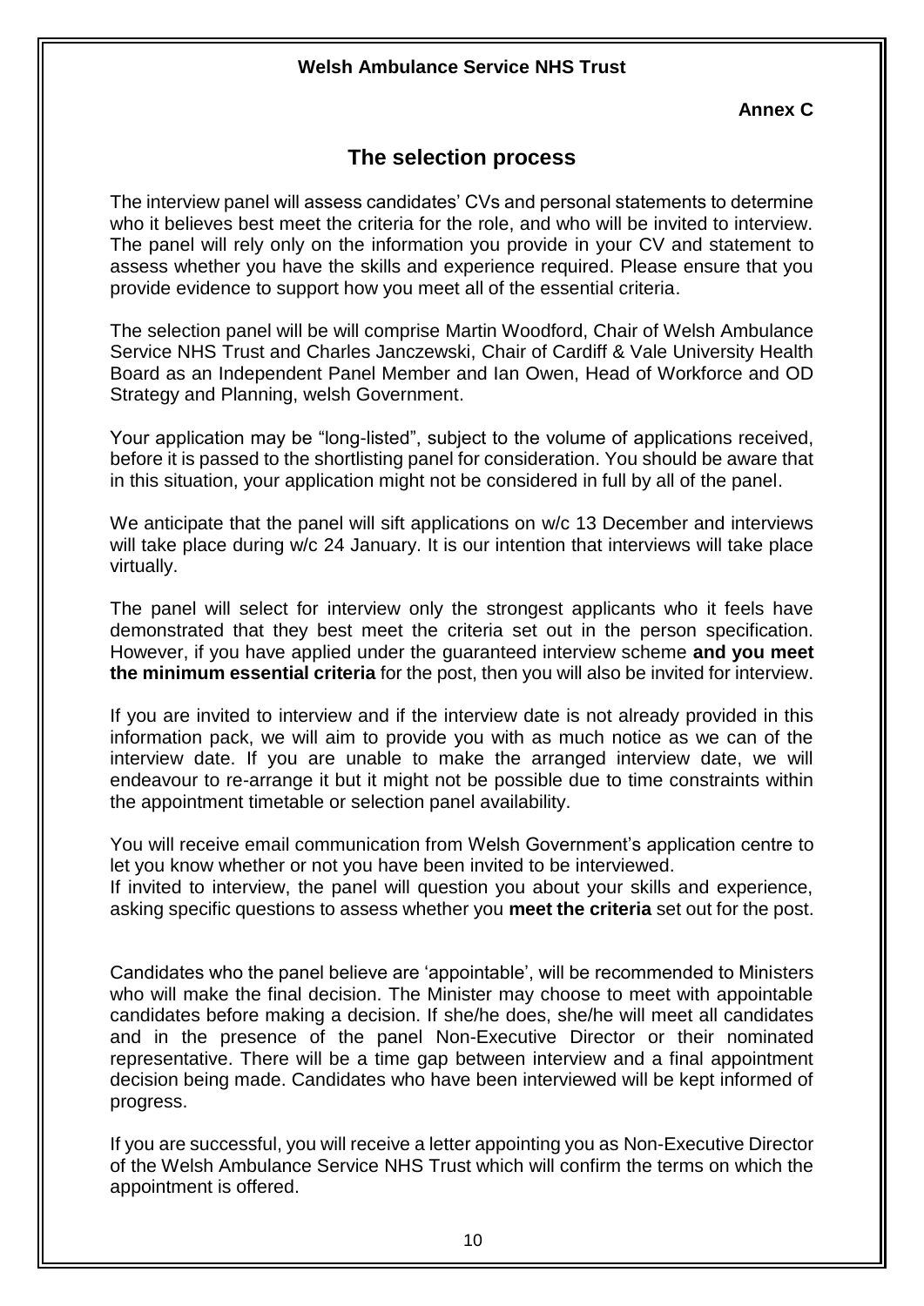**Welsh Ambulance Service NHS Trust**

**Annex C**

## The selection process

The interview panel will assess candidates' CVs and personal statements to determine who it believes best meet the criteria for the role, and who will be invited to interview. The panel will rely only on the information you provide in your CV and statement to assess whether you have the skills and experience required. Please ensure that you provide evidence to support how you meet all of the essential criteria.

The selection panel will be will comprise Martin Woodford, Chair of Welsh Ambulance Service NHS Trust and Charles Janczewski, Chair of Cardiff & Vale University Health Board as an Independent Panel Member and Ian Owen, Head of Workforce and OD Strategy and Planning, welsh Government.

Your application may be "long-listed", subject to the volume of applications received, before it is passed to the shortlisting panel for consideration. You should be aware that in this situation, your application might not be considered in full by all of the panel.

We anticipate that the panel will sift applications on w/c 13 December and interviews will take place during w/c 24 January. It is our intention that interviews will take place virtually.

The panel will select for interview only the strongest applicants who it feels have demonstrated that they best meet the criteria set out in the person specification. However, if you have applied under the guaranteed interview scheme **and you meet the minimum essential criteria** for the post, then you will also be invited for interview.

If you are invited to interview and if the interview date is not already provided in this information pack, we will aim to provide you with as much notice as we can of the interview date. If you are unable to make the arranged interview date, we will endeavour to re-arrange it but it might not be possible due to time constraints within the appointment timetable or selection panel availability.

You will receive email communication from Welsh Government's application centre to let you know whether or not you have been invited to be interviewed.
If invited to interview, the panel will question you about your skills and experience, asking specific questions to assess whether you **meet the criteria** set out for the post.

Candidates who the panel believe are 'appointable', will be recommended to Ministers who will make the final decision. The Minister may choose to meet with appointable candidates before making a decision. If she/he does, she/he will meet all candidates and in the presence of the panel Non-Executive Director or their nominated representative. There will be a time gap between interview and a final appointment decision being made. Candidates who have been interviewed will be kept informed of progress.

If you are successful, you will receive a letter appointing you as Non-Executive Director of the Welsh Ambulance Service NHS Trust which will confirm the terms on which the appointment is offered.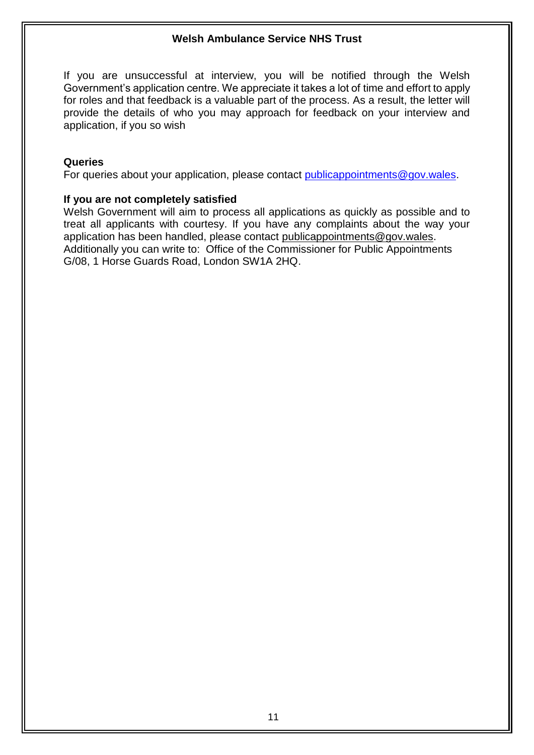If you are unsuccessful at interview, you will be notified through the Welsh Government's application centre. We appreciate it takes a lot of time and effort to apply for roles and that feedback is a valuable part of the process. As a result, the letter will provide the details of who you may approach for feedback on your interview and application, if you so wish

**Queries**

For queries about your application, please contact publicappointments@gov.wales.

**If you are not completely satisfied**

Welsh Government will aim to process all applications as quickly as possible and to treat all applicants with courtesy. If you have any complaints about the way your application has been handled, please contact publicappointments@gov.wales.
Additionally you can write to: Office of the Commissioner for Public Appointments G/08, 1 Horse Guards Road, London SW1A 2HQ.